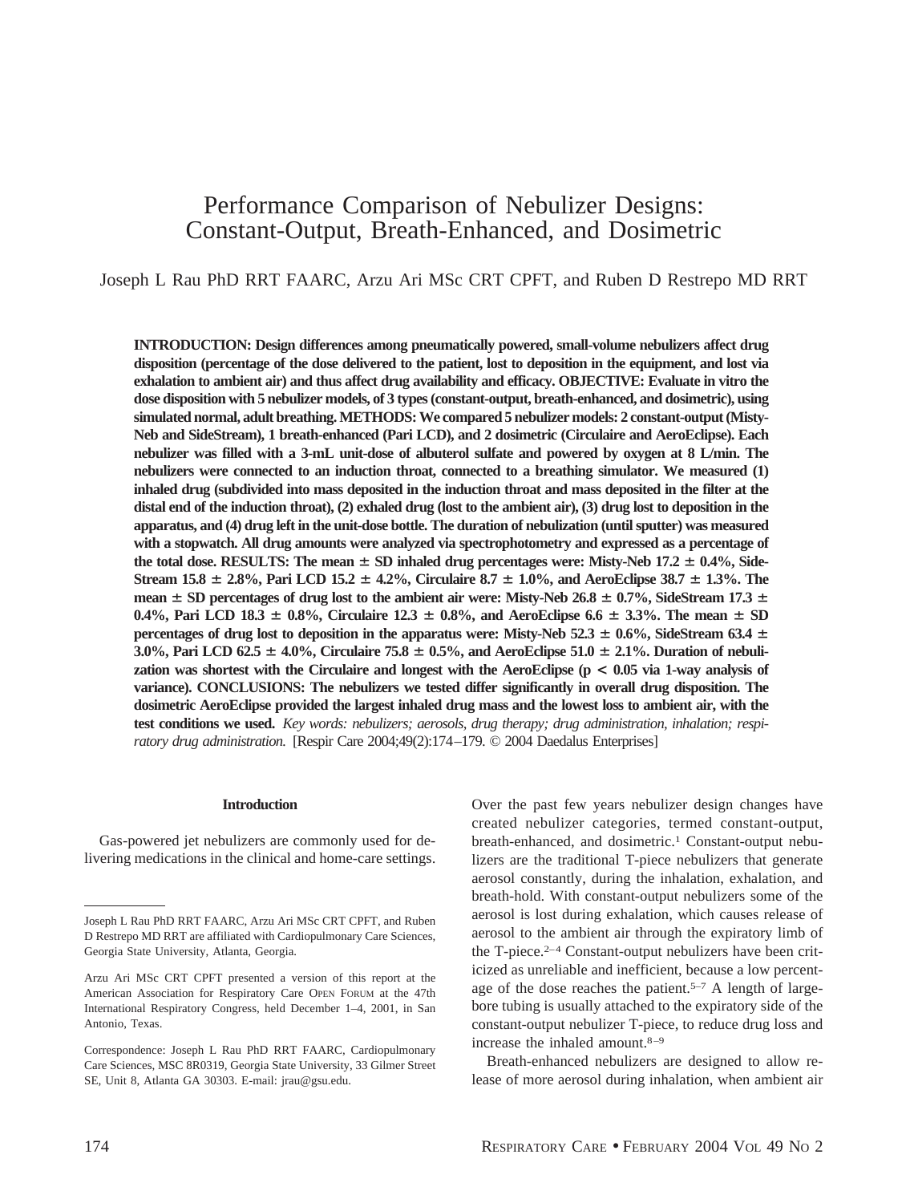# Performance Comparison of Nebulizer Designs: Constant-Output, Breath-Enhanced, and Dosimetric

Joseph L Rau PhD RRT FAARC, Arzu Ari MSc CRT CPFT, and Ruben D Restrepo MD RRT

**INTRODUCTION: Design differences among pneumatically powered, small-volume nebulizers affect drug disposition (percentage of the dose delivered to the patient, lost to deposition in the equipment, and lost via exhalation to ambient air) and thus affect drug availability and efficacy. OBJECTIVE: Evaluate in vitro the dose disposition with 5 nebulizer models, of 3 types (constant-output, breath-enhanced, and dosimetric), using simulated normal, adult breathing. METHODS: We compared 5 nebulizer models: 2 constant-output (Misty-Neb and SideStream), 1 breath-enhanced (Pari LCD), and 2 dosimetric (Circulaire and AeroEclipse). Each nebulizer was filled with a 3-mL unit-dose of albuterol sulfate and powered by oxygen at 8 L/min. The nebulizers were connected to an induction throat, connected to a breathing simulator. We measured (1) inhaled drug (subdivided into mass deposited in the induction throat and mass deposited in the filter at the distal end of the induction throat), (2) exhaled drug (lost to the ambient air), (3) drug lost to deposition in the apparatus, and (4) drug left in the unit-dose bottle. The duration of nebulization (until sputter) was measured with a stopwatch. All drug amounts were analyzed via spectrophotometry and expressed as a percentage of the total dose. RESULTS: The mean ± SD inhaled drug percentages were: Misty-Neb 17.2 ± 0.4%, SideStream 15.8 ± 2.8%, Pari LCD 15.2 ± 4.2%, Circulaire 8.7 ± 1.0%, and AeroEclipse 38.7 ± 1.3%. The mean ± SD percentages of drug lost to the ambient air were: Misty-Neb 26.8 ± 0.7%, SideStream 17.3 ± 0.4%, Pari LCD 18.3 ± 0.8%, Circulaire 12.3 ± 0.8%, and AeroEclipse 6.6 ± 3.3%. The mean ± SD percentages of drug lost to deposition in the apparatus were: Misty-Neb 52.3 ± 0.6%, SideStream 63.4 ± 3.0%, Pari LCD 62.5 ± 4.0%, Circulaire 75.8 ± 0.5%, and AeroEclipse 51.0 ± 2.1%. Duration of nebulization was shortest with the Circulaire and longest with the AeroEclipse ($p < 0.05$ via 1-way analysis of variance). CONCLUSIONS: The nebulizers we tested differ significantly in overall drug disposition. The dosimetric AeroEclipse provided the largest inhaled drug mass and the lowest loss to ambient air, with the test conditions we used.** *Key words: nebulizers; aerosols, drug therapy; drug administration, inhalation; respiratory drug administration.* [Respir Care 2004;49(2):174–179. © 2004 Daedalus Enterprises]

## Introduction

Gas-powered jet nebulizers are commonly used for delivering medications in the clinical and home-care settings. Over the past few years nebulizer design changes have created nebulizer categories, termed constant-output, breath-enhanced, and dosimetric.[1] Constant-output nebulizers are the traditional T-piece nebulizers that generate aerosol constantly, during the inhalation, exhalation, and breath-hold. With constant-output nebulizers some of the aerosol is lost during exhalation, which causes release of aerosol to the ambient air through the expiratory limb of the T-piece.[2–4] Constant-output nebulizers have been criticized as unreliable and inefficient, because a low percentage of the dose reaches the patient.[5–7] A length of large-bore tubing is usually attached to the expiratory side of the constant-output nebulizer T-piece, to reduce drug loss and increase the inhaled amount.[8–9]

Breath-enhanced nebulizers are designed to allow release of more aerosol during inhalation, when ambient air

---

Joseph L Rau PhD RRT FAARC, Arzu Ari MSc CRT CPFT, and Ruben D Restrepo MD RRT are affiliated with Cardiopulmonary Care Sciences, Georgia State University, Atlanta, Georgia.

Arzu Ari MSc CRT CPFT presented a version of this report at the American Association for Respiratory Care Open Forum at the 47th International Respiratory Congress, held December 1–4, 2001, in San Antonio, Texas.

Correspondence: Joseph L Rau PhD RRT FAARC, Cardiopulmonary Care Sciences, MSC 8R0319, Georgia State University, 33 Gilmer Street SE, Unit 8, Atlanta GA 30303. E-mail: jrau@gsu.edu.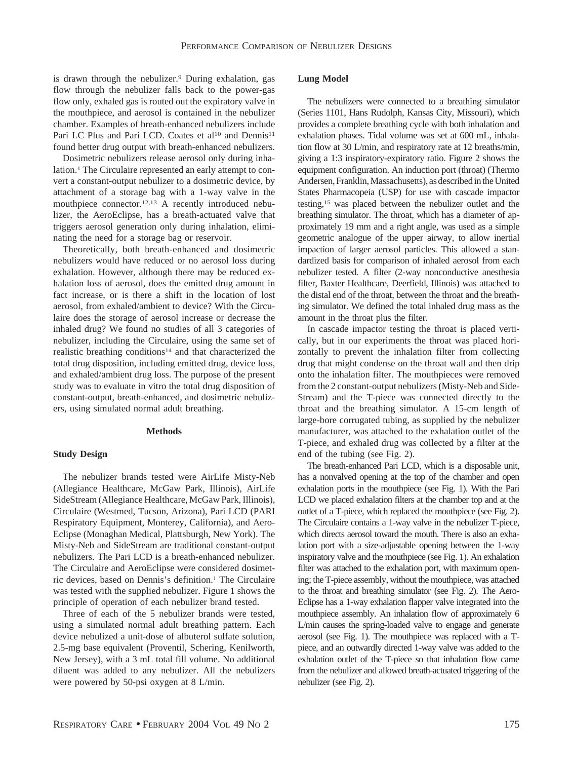is drawn through the nebulizer.[9] During exhalation, gas flow through the nebulizer falls back to the power-gas flow only, exhaled gas is routed out the expiratory valve in the mouthpiece, and aerosol is contained in the nebulizer chamber. Examples of breath-enhanced nebulizers include Pari LC Plus and Pari LCD. Coates et al[10] and Dennis[11] found better drug output with breath-enhanced nebulizers.

Dosimetric nebulizers release aerosol only during inhalation.[1] The Circulaire represented an early attempt to convert a constant-output nebulizer to a dosimetric device, by attachment of a storage bag with a 1-way valve in the mouthpiece connector.[12,13] A recently introduced nebulizer, the AeroEclipse, has a breath-actuated valve that triggers aerosol generation only during inhalation, eliminating the need for a storage bag or reservoir.

Theoretically, both breath-enhanced and dosimetric nebulizers would have reduced or no aerosol loss during exhalation. However, although there may be reduced exhalation loss of aerosol, does the emitted drug amount in fact increase, or is there a shift in the location of lost aerosol, from exhaled/ambient to device? With the Circulaire does the storage of aerosol increase or decrease the inhaled drug? We found no studies of all 3 categories of nebulizer, including the Circulaire, using the same set of realistic breathing conditions[14] and that characterized the total drug disposition, including emitted drug, device loss, and exhaled/ambient drug loss. The purpose of the present study was to evaluate in vitro the total drug disposition of constant-output, breath-enhanced, and dosimetric nebulizers, using simulated normal adult breathing.

## Methods

### Study Design

The nebulizer brands tested were AirLife Misty-Neb (Allegiance Healthcare, McGaw Park, Illinois), AirLife SideStream (Allegiance Healthcare, McGaw Park, Illinois), Circulaire (Westmed, Tucson, Arizona), Pari LCD (PARI Respiratory Equipment, Monterey, California), and AeroEclipse (Monaghan Medical, Plattsburgh, New York). The Misty-Neb and SideStream are traditional constant-output nebulizers. The Pari LCD is a breath-enhanced nebulizer. The Circulaire and AeroEclipse were considered dosimetric devices, based on Dennis's definition.[1] The Circulaire was tested with the supplied nebulizer. Figure 1 shows the principle of operation of each nebulizer brand tested.

Three of each of the 5 nebulizer brands were tested, using a simulated normal adult breathing pattern. Each device nebulized a unit-dose of albuterol sulfate solution, 2.5-mg base equivalent (Proventil, Schering, Kenilworth, New Jersey), with a 3 mL total fill volume. No additional diluent was added to any nebulizer. All the nebulizers were powered by 50-psi oxygen at 8 L/min.

### Lung Model

The nebulizers were connected to a breathing simulator (Series 1101, Hans Rudolph, Kansas City, Missouri), which provides a complete breathing cycle with both inhalation and exhalation phases. Tidal volume was set at 600 mL, inhalation flow at 30 L/min, and respiratory rate at 12 breaths/min, giving a 1:3 inspiratory-expiratory ratio. Figure 2 shows the equipment configuration. An induction port (throat) (Thermo Andersen, Franklin, Massachusetts), as described in the United States Pharmacopeia (USP) for use with cascade impactor testing,[15] was placed between the nebulizer outlet and the breathing simulator. The throat, which has a diameter of approximately 19 mm and a right angle, was used as a simple geometric analogue of the upper airway, to allow inertial impaction of larger aerosol particles. This allowed a standardized basis for comparison of inhaled aerosol from each nebulizer tested. A filter (2-way nonconductive anesthesia filter, Baxter Healthcare, Deerfield, Illinois) was attached to the distal end of the throat, between the throat and the breathing simulator. We defined the total inhaled drug mass as the amount in the throat plus the filter.

In cascade impactor testing the throat is placed vertically, but in our experiments the throat was placed horizontally to prevent the inhalation filter from collecting drug that might condense on the throat wall and then drip onto the inhalation filter. The mouthpieces were removed from the 2 constant-output nebulizers (Misty-Neb and SideStream) and the T-piece was connected directly to the throat and the breathing simulator. A 15-cm length of large-bore corrugated tubing, as supplied by the nebulizer manufacturer, was attached to the exhalation outlet of the T-piece, and exhaled drug was collected by a filter at the end of the tubing (see Fig. 2).

The breath-enhanced Pari LCD, which is a disposable unit, has a nonvalved opening at the top of the chamber and open exhalation ports in the mouthpiece (see Fig. 1). With the Pari LCD we placed exhalation filters at the chamber top and at the outlet of a T-piece, which replaced the mouthpiece (see Fig. 2). The Circulaire contains a 1-way valve in the nebulizer T-piece, which directs aerosol toward the mouth. There is also an exhalation port with a size-adjustable opening between the 1-way inspiratory valve and the mouthpiece (see Fig. 1). An exhalation filter was attached to the exhalation port, with maximum opening; the T-piece assembly, without the mouthpiece, was attached to the throat and breathing simulator (see Fig. 2). The AeroEclipse has a 1-way exhalation flapper valve integrated into the mouthpiece assembly. An inhalation flow of approximately 6 L/min causes the spring-loaded valve to engage and generate aerosol (see Fig. 1). The mouthpiece was replaced with a T-piece, and an outwardly directed 1-way valve was added to the exhalation outlet of the T-piece so that inhalation flow came from the nebulizer and allowed breath-actuated triggering of the nebulizer (see Fig. 2).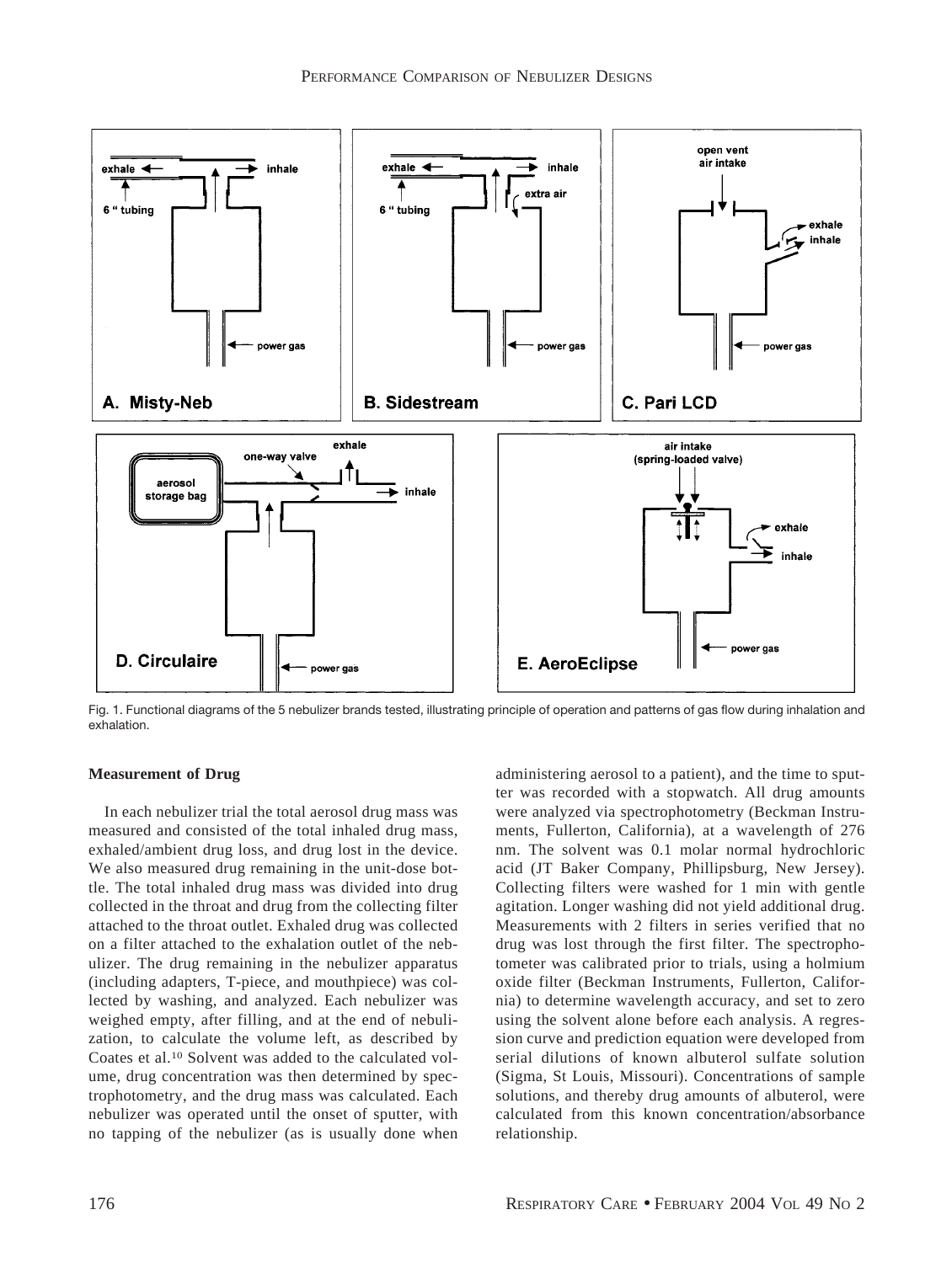Fig. 1. Functional diagrams of the 5 nebulizer brands tested, illustrating principle of operation and patterns of gas flow during inhalation and exhalation.

### Measurement of Drug

In each nebulizer trial the total aerosol drug mass was measured and consisted of the total inhaled drug mass, exhaled/ambient drug loss, and drug lost in the device. We also measured drug remaining in the unit-dose bottle. The total inhaled drug mass was divided into drug collected in the throat and drug from the collecting filter attached to the throat outlet. Exhaled drug was collected on a filter attached to the exhalation outlet of the nebulizer. The drug remaining in the nebulizer apparatus (including adapters, T-piece, and mouthpiece) was collected by washing, and analyzed. Each nebulizer was weighed empty, after filling, and at the end of nebulization, to calculate the volume left, as described by Coates et al.[10] Solvent was added to the calculated volume, drug concentration was then determined by spectrophotometry, and the drug mass was calculated. Each nebulizer was operated until the onset of sputter, with no tapping of the nebulizer (as is usually done when administering aerosol to a patient), and the time to sputter was recorded with a stopwatch. All drug amounts were analyzed via spectrophotometry (Beckman Instruments, Fullerton, California), at a wavelength of 276 nm. The solvent was 0.1 molar normal hydrochloric acid (JT Baker Company, Phillipsburg, New Jersey). Collecting filters were washed for 1 min with gentle agitation. Longer washing did not yield additional drug. Measurements with 2 filters in series verified that no drug was lost through the first filter. The spectrophotometer was calibrated prior to trials, using a holmium oxide filter (Beckman Instruments, Fullerton, California) to determine wavelength accuracy, and set to zero using the solvent alone before each analysis. A regression curve and prediction equation were developed from serial dilutions of known albuterol sulfate solution (Sigma, St Louis, Missouri). Concentrations of sample solutions, and thereby drug amounts of albuterol, were calculated from this known concentration/absorbance relationship.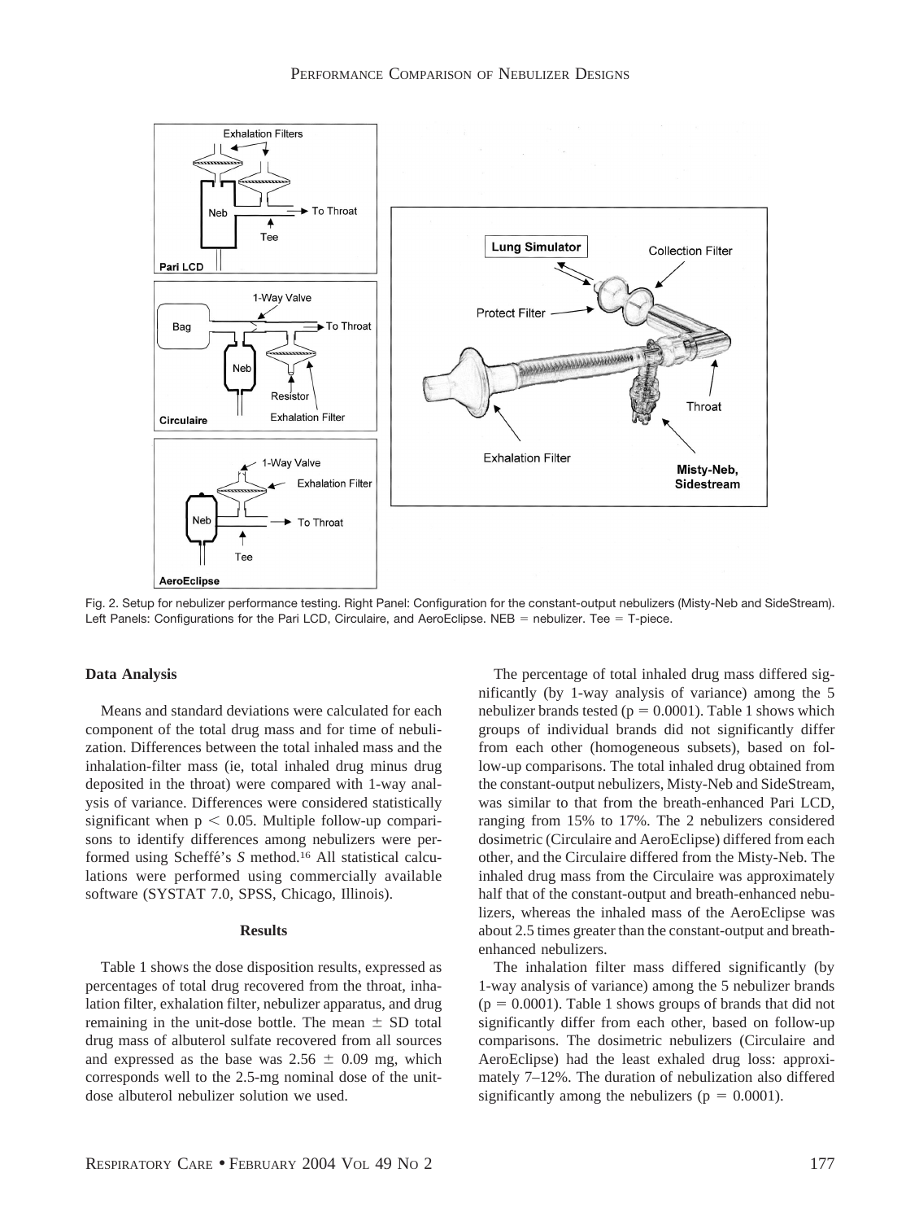Fig. 2. Setup for nebulizer performance testing. Right Panel: Configuration for the constant-output nebulizers (Misty-Neb and SideStream). Left Panels: Configurations for the Pari LCD, Circulaire, and AeroEclipse. NEB = nebulizer. Tee = T-piece.

### Data Analysis

Means and standard deviations were calculated for each component of the total drug mass and for time of nebulization. Differences between the total inhaled mass and the inhalation-filter mass (ie, total inhaled drug minus drug deposited in the throat) were compared with 1-way analysis of variance. Differences were considered statistically significant when $p < 0.05$. Multiple follow-up comparisons to identify differences among nebulizers were performed using Scheffé's *S* method.[16] All statistical calculations were performed using commercially available software (SYSTAT 7.0, SPSS, Chicago, Illinois).

## Results

Table 1 shows the dose disposition results, expressed as percentages of total drug recovered from the throat, inhalation filter, exhalation filter, nebulizer apparatus, and drug remaining in the unit-dose bottle. The mean ± SD total drug mass of albuterol sulfate recovered from all sources and expressed as the base was 2.56 ± 0.09 mg, which corresponds well to the 2.5-mg nominal dose of the unit-dose albuterol nebulizer solution we used.

The percentage of total inhaled drug mass differed significantly (by 1-way analysis of variance) among the 5 nebulizer brands tested ($p = 0.0001$). Table 1 shows which groups of individual brands did not significantly differ from each other (homogeneous subsets), based on follow-up comparisons. The total inhaled drug obtained from the constant-output nebulizers, Misty-Neb and SideStream, was similar to that from the breath-enhanced Pari LCD, ranging from 15% to 17%. The 2 nebulizers considered dosimetric (Circulaire and AeroEclipse) differed from each other, and the Circulaire differed from the Misty-Neb. The inhaled drug mass from the Circulaire was approximately half that of the constant-output and breath-enhanced nebulizers, whereas the inhaled mass of the AeroEclipse was about 2.5 times greater than the constant-output and breath-enhanced nebulizers.

The inhalation filter mass differed significantly (by 1-way analysis of variance) among the 5 nebulizer brands ($p = 0.0001$). Table 1 shows groups of brands that did not significantly differ from each other, based on follow-up comparisons. The dosimetric nebulizers (Circulaire and AeroEclipse) had the least exhaled drug loss: approximately 7–12%. The duration of nebulization also differed significantly among the nebulizers ($p = 0.0001$).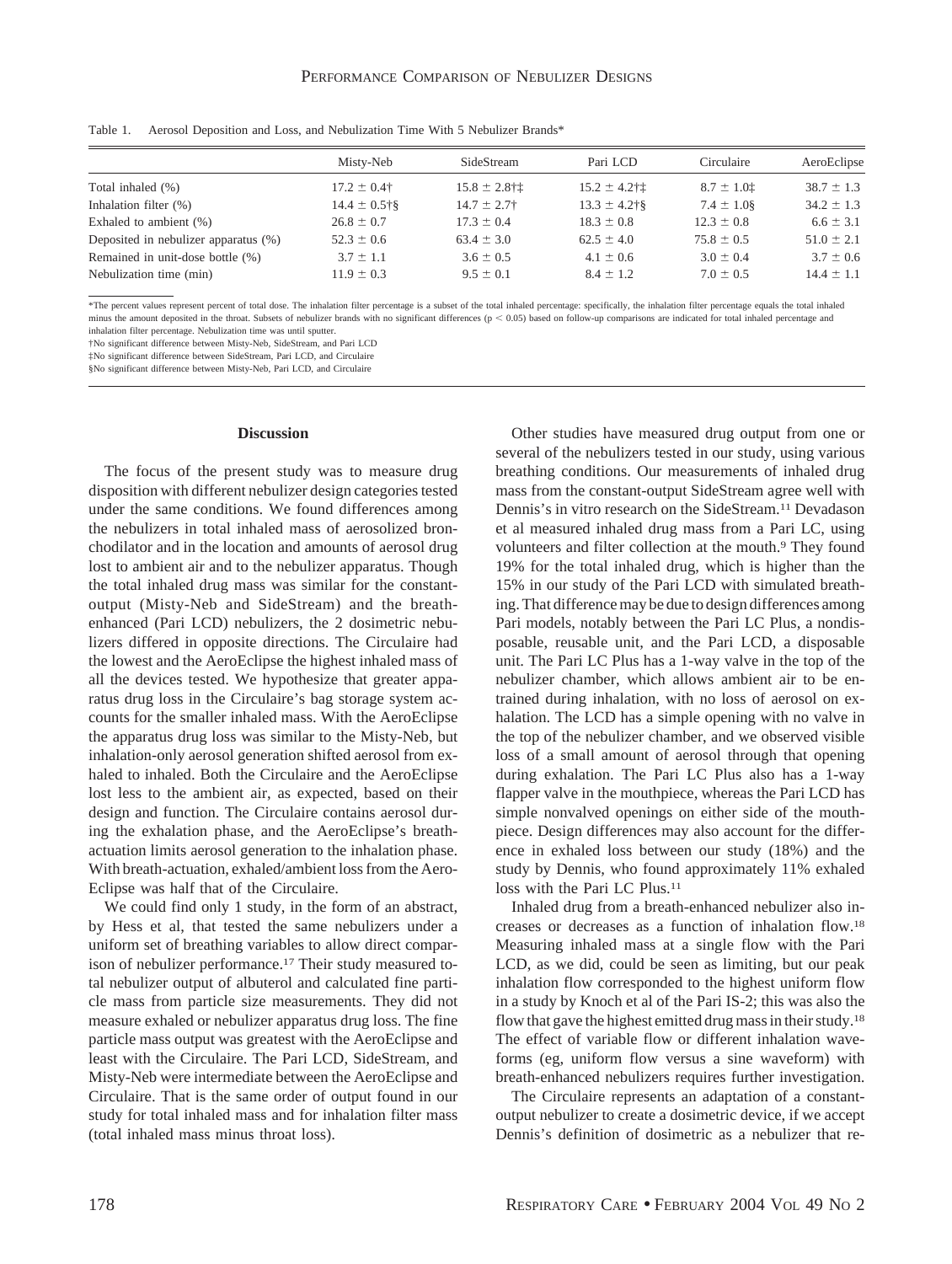Table 1. Aerosol Deposition and Loss, and Nebulization Time With 5 Nebulizer Brands*

| | Misty-Neb | SideStream | Pari LCD | Circulaire | AeroEclipse |
|---|---|---|---|---|---|
| Total inhaled (%) | 17.2 ± 0.4† | 15.8 ± 2.8†‡ | 15.2 ± 4.2†‡ | 8.7 ± 1.0‡ | 38.7 ± 1.3 |
| Inhalation filter (%) | 14.4 ± 0.5†§ | 14.7 ± 2.7† | 13.3 ± 4.2†§ | 7.4 ± 1.0§ | 34.2 ± 1.3 |
| Exhaled to ambient (%) | 26.8 ± 0.7 | 17.3 ± 0.4 | 18.3 ± 0.8 | 12.3 ± 0.8 | 6.6 ± 3.1 |
| Deposited in nebulizer apparatus (%) | 52.3 ± 0.6 | 63.4 ± 3.0 | 62.5 ± 4.0 | 75.8 ± 0.5 | 51.0 ± 2.1 |
| Remained in unit-dose bottle (%) | 3.7 ± 1.1 | 3.6 ± 0.5 | 4.1 ± 0.6 | 3.0 ± 0.4 | 3.7 ± 0.6 |
| Nebulization time (min) | 11.9 ± 0.3 | 9.5 ± 0.1 | 8.4 ± 1.2 | 7.0 ± 0.5 | 14.4 ± 1.1 |

*The percent values represent percent of total dose. The inhalation filter percentage is a subset of the total inhaled percentage: specifically, the inhalation filter percentage equals the total inhaled minus the amount deposited in the throat. Subsets of nebulizer brands with no significant differences ($p < 0.05$) based on follow-up comparisons are indicated for total inhaled percentage and inhalation filter percentage. Nebulization time was until sputter.

†No significant difference between Misty-Neb, SideStream, and Pari LCD

‡No significant difference between SideStream, Pari LCD, and Circulaire

§No significant difference between Misty-Neb, Pari LCD, and Circulaire

## Discussion

The focus of the present study was to measure drug disposition with different nebulizer design categories tested under the same conditions. We found differences among the nebulizers in total inhaled mass of aerosolized bronchodilator and in the location and amounts of aerosol drug lost to ambient air and to the nebulizer apparatus. Though the total inhaled drug mass was similar for the constant-output (Misty-Neb and SideStream) and the breath-enhanced (Pari LCD) nebulizers, the 2 dosimetric nebulizers differed in opposite directions. The Circulaire had the lowest and the AeroEclipse the highest inhaled mass of all the devices tested. We hypothesize that greater apparatus drug loss in the Circulaire's bag storage system accounts for the smaller inhaled mass. With the AeroEclipse the apparatus drug loss was similar to the Misty-Neb, but inhalation-only aerosol generation shifted aerosol from exhaled to inhaled. Both the Circulaire and the AeroEclipse lost less to the ambient air, as expected, based on their design and function. The Circulaire contains aerosol during the exhalation phase, and the AeroEclipse's breath-actuation limits aerosol generation to the inhalation phase. With breath-actuation, exhaled/ambient loss from the AeroEclipse was half that of the Circulaire.

We could find only 1 study, in the form of an abstract, by Hess et al, that tested the same nebulizers under a uniform set of breathing variables to allow direct comparison of nebulizer performance.[17] Their study measured total nebulizer output of albuterol and calculated fine particle mass from particle size measurements. They did not measure exhaled or nebulizer apparatus drug loss. The fine particle mass output was greatest with the AeroEclipse and least with the Circulaire. The Pari LCD, SideStream, and Misty-Neb were intermediate between the AeroEclipse and Circulaire. That is the same order of output found in our study for total inhaled mass and for inhalation filter mass (total inhaled mass minus throat loss).

Other studies have measured drug output from one or several of the nebulizers tested in our study, using various breathing conditions. Our measurements of inhaled drug mass from the constant-output SideStream agree well with Dennis's in vitro research on the SideStream.[11] Devadason et al measured inhaled drug mass from a Pari LC, using volunteers and filter collection at the mouth.[9] They found 19% for the total inhaled drug, which is higher than the 15% in our study of the Pari LCD with simulated breathing. That difference may be due to design differences among Pari models, notably between the Pari LC Plus, a nondisposable, reusable unit, and the Pari LCD, a disposable unit. The Pari LC Plus has a 1-way valve in the top of the nebulizer chamber, which allows ambient air to be entrained during inhalation, with no loss of aerosol on exhalation. The LCD has a simple opening with no valve in the top of the nebulizer chamber, and we observed visible loss of a small amount of aerosol through that opening during exhalation. The Pari LC Plus also has a 1-way flapper valve in the mouthpiece, whereas the Pari LCD has simple nonvalved openings on either side of the mouthpiece. Design differences may also account for the difference in exhaled loss between our study (18%) and the study by Dennis, who found approximately 11% exhaled loss with the Pari LC Plus.[11]

Inhaled drug from a breath-enhanced nebulizer also increases or decreases as a function of inhalation flow.[18] Measuring inhaled mass at a single flow with the Pari LCD, as we did, could be seen as limiting, but our peak inhalation flow corresponded to the highest uniform flow in a study by Knoch et al of the Pari IS-2; this was also the flow that gave the highest emitted drug mass in their study.[18] The effect of variable flow or different inhalation waveforms (eg, uniform flow versus a sine waveform) with breath-enhanced nebulizers requires further investigation.

The Circulaire represents an adaptation of a constant-output nebulizer to create a dosimetric device, if we accept Dennis's definition of dosimetric as a nebulizer that re-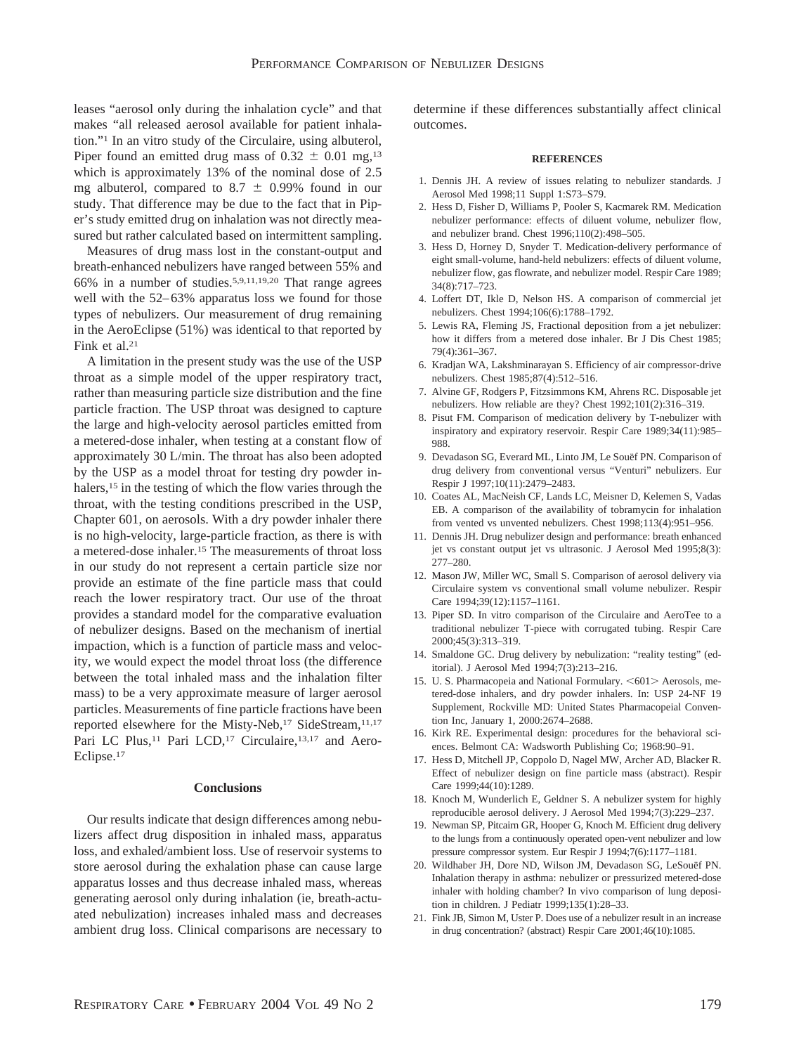leases "aerosol only during the inhalation cycle" and that makes "all released aerosol available for patient inhalation."[1] In an vitro study of the Circulaire, using albuterol, Piper found an emitted drug mass of $0.32 \pm 0.01$ mg,[13] which is approximately 13% of the nominal dose of 2.5 mg albuterol, compared to $8.7 \pm 0.99\%$ found in our study. That difference may be due to the fact that in Piper's study emitted drug on inhalation was not directly measured but rather calculated based on intermittent sampling.

Measures of drug mass lost in the constant-output and breath-enhanced nebulizers have ranged between 55% and 66% in a number of studies.[5,9,11,19,20] That range agrees well with the 52–63% apparatus loss we found for those types of nebulizers. Our measurement of drug remaining in the AeroEclipse (51%) was identical to that reported by Fink et al.[21]

A limitation in the present study was the use of the USP throat as a simple model of the upper respiratory tract, rather than measuring particle size distribution and the fine particle fraction. The USP throat was designed to capture the large and high-velocity aerosol particles emitted from a metered-dose inhaler, when testing at a constant flow of approximately 30 L/min. The throat has also been adopted by the USP as a model throat for testing dry powder inhalers,[15] in the testing of which the flow varies through the throat, with the testing conditions prescribed in the USP, Chapter 601, on aerosols. With a dry powder inhaler there is no high-velocity, large-particle fraction, as there is with a metered-dose inhaler.[15] The measurements of throat loss in our study do not represent a certain particle size nor provide an estimate of the fine particle mass that could reach the lower respiratory tract. Our use of the throat provides a standard model for the comparative evaluation of nebulizer designs. Based on the mechanism of inertial impaction, which is a function of particle mass and velocity, we would expect the model throat loss (the difference between the total inhaled mass and the inhalation filter mass) to be a very approximate measure of larger aerosol particles. Measurements of fine particle fractions have been reported elsewhere for the Misty-Neb,[17] SideStream,[11,17] Pari LC Plus,[11] Pari LCD,[17] Circulaire,[13,17] and AeroEclipse.[17]

## Conclusions

Our results indicate that design differences among nebulizers affect drug disposition in inhaled mass, apparatus loss, and exhaled/ambient loss. Use of reservoir systems to store aerosol during the exhalation phase can cause large apparatus losses and thus decrease inhaled mass, whereas generating aerosol only during inhalation (ie, breath-actuated nebulization) increases inhaled mass and decreases ambient drug loss. Clinical comparisons are necessary to determine if these differences substantially affect clinical outcomes.

## REFERENCES

1. Dennis JH. A review of issues relating to nebulizer standards. J Aerosol Med 1998;11 Suppl 1:S73–S79.
2. Hess D, Fisher D, Williams P, Pooler S, Kacmarek RM. Medication nebulizer performance: effects of diluent volume, nebulizer flow, and nebulizer brand. Chest 1996;110(2):498–505.
3. Hess D, Horney D, Snyder T. Medication-delivery performance of eight small-volume, hand-held nebulizers: effects of diluent volume, nebulizer flow, gas flowrate, and nebulizer model. Respir Care 1989;34(8):717–723.
4. Loffert DT, Ikle D, Nelson HS. A comparison of commercial jet nebulizers. Chest 1994;106(6):1788–1792.
5. Lewis RA, Fleming JS, Fractional deposition from a jet nebulizer: how it differs from a metered dose inhaler. Br J Dis Chest 1985;79(4):361–367.
6. Kradjan WA, Lakshminarayan S. Efficiency of air compressor-drive nebulizers. Chest 1985;87(4):512–516.
7. Alvine GF, Rodgers P, Fitzsimmons KM, Ahrens RC. Disposable jet nebulizers. How reliable are they? Chest 1992;101(2):316–319.
8. Pisut FM. Comparison of medication delivery by T-nebulizer with inspiratory and expiratory reservoir. Respir Care 1989;34(11):985–988.
9. Devadason SG, Everard ML, Linto JM, Le Souëf PN. Comparison of drug delivery from conventional versus "Venturi" nebulizers. Eur Respir J 1997;10(11):2479–2483.
10. Coates AL, MacNeish CF, Lands LC, Meisner D, Kelemen S, Vadas EB. A comparison of the availability of tobramycin for inhalation from vented vs unvented nebulizers. Chest 1998;113(4):951–956.
11. Dennis JH. Drug nebulizer design and performance: breath enhanced jet vs constant output jet vs ultrasonic. J Aerosol Med 1995;8(3):277–280.
12. Mason JW, Miller WC, Small S. Comparison of aerosol delivery via Circulaire system vs conventional small volume nebulizer. Respir Care 1994;39(12):1157–1161.
13. Piper SD. In vitro comparison of the Circulaire and AeroTee to a traditional nebulizer T-piece with corrugated tubing. Respir Care 2000;45(3):313–319.
14. Smaldone GC. Drug delivery by nebulization: "reality testing" (editorial). J Aerosol Med 1994;7(3):213–216.
15. U. S. Pharmacopeia and National Formulary. <601> Aerosols, metered-dose inhalers, and dry powder inhalers. In: USP 24-NF 19 Supplement, Rockville MD: United States Pharmacopeial Convention Inc, January 1, 2000:2674–2688.
16. Kirk RE. Experimental design: procedures for the behavioral sciences. Belmont CA: Wadsworth Publishing Co; 1968:90–91.
17. Hess D, Mitchell JP, Coppolo D, Nagel MW, Archer AD, Blacker R. Effect of nebulizer design on fine particle mass (abstract). Respir Care 1999;44(10):1289.
18. Knoch M, Wunderlich E, Geldner S. A nebulizer system for highly reproducible aerosol delivery. J Aerosol Med 1994;7(3):229–237.
19. Newman SP, Pitcairn GR, Hooper G, Knoch M. Efficient drug delivery to the lungs from a continuously operated open-vent nebulizer and low pressure compressor system. Eur Respir J 1994;7(6):1177–1181.
20. Wildhaber JH, Dore ND, Wilson JM, Devadason SG, LeSouëf PN. Inhalation therapy in asthma: nebulizer or pressurized metered-dose inhaler with holding chamber? In vivo comparison of lung deposition in children. J Pediatr 1999;135(1):28–33.
21. Fink JB, Simon M, Uster P. Does use of a nebulizer result in an increase in drug concentration? (abstract) Respir Care 2001;46(10):1085.